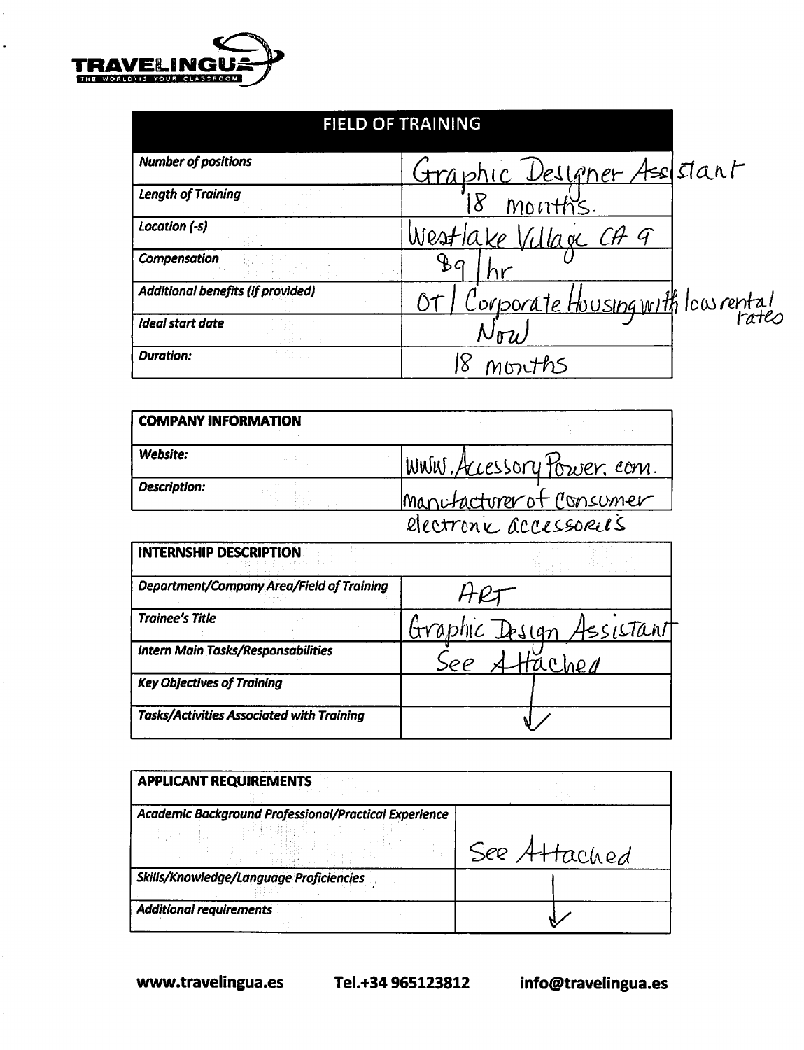TRAVELINGUA
THE WORLD IS YOUR CLASSROOM

| FIELD OF TRAINING | |
|---|---|
| *Number of positions* | Graphic Designer Assistant |
| *Length of Training* | 18 months. |
| *Location (-s)* | Westlake Village CA 9 |
| *Compensation* | $9/hr |
| *Additional benefits (if provided)* | OT / Corporate Housing with low rental rates |
| *Ideal start date* | Now |
| *Duration:* | 18 months |

| COMPANY INFORMATION | |
|---|---|
| *Website:* | www.AccessoryPower.com. |
| *Description:* | manufacturer of consumer electronic accessories |

| INTERNSHIP DESCRIPTION | |
|---|---|
| *Department/Company Area/Field of Training* | ART |
| *Trainee's Title* | Graphic Design Assistant |
| *Intern Main Tasks/Responsabilities* | See Attached |
| *Key Objectives of Training* | ↓ |
| *Tasks/Activities Associated with Training* | ↓ |

| APPLICANT REQUIREMENTS | |
|---|---|
| *Academic Background Professional/Practical Experience* | See Attached |
| *Skills/Knowledge/Language Proficiencies* | ↓ |
| *Additional requirements* | ↓ |

**www.travelingua.es** **Tel.+34 965123812** **info@travelingua.es**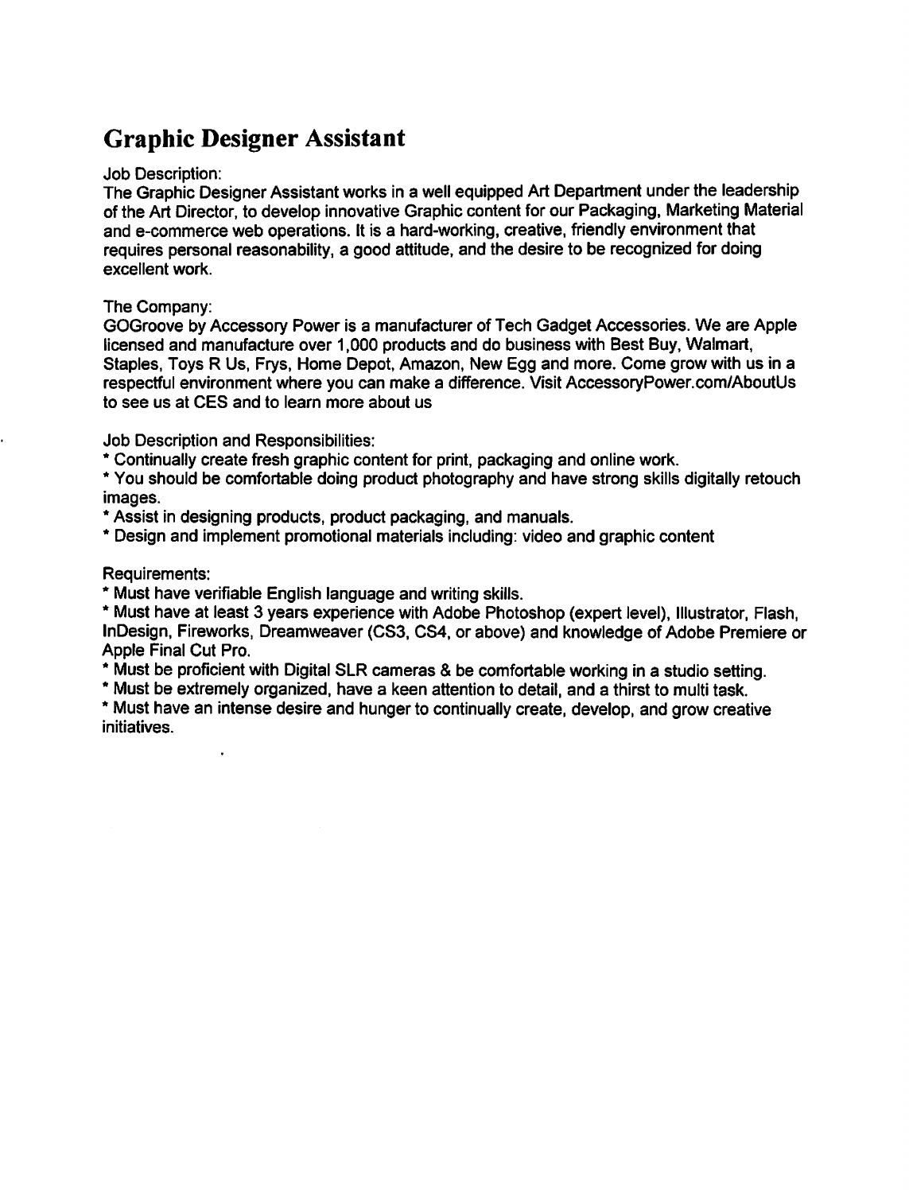# Graphic Designer Assistant

Job Description:
The Graphic Designer Assistant works in a well equipped Art Department under the leadership of the Art Director, to develop innovative Graphic content for our Packaging, Marketing Material and e-commerce web operations. It is a hard-working, creative, friendly environment that requires personal reasonability, a good attitude, and the desire to be recognized for doing excellent work.

The Company:
GOGroove by Accessory Power is a manufacturer of Tech Gadget Accessories. We are Apple licensed and manufacture over 1,000 products and do business with Best Buy, Walmart, Staples, Toys R Us, Frys, Home Depot, Amazon, New Egg and more. Come grow with us in a respectful environment where you can make a difference. Visit AccessoryPower.com/AboutUs to see us at CES and to learn more about us

Job Description and Responsibilities:
* Continually create fresh graphic content for print, packaging and online work.
* You should be comfortable doing product photography and have strong skills digitally retouch images.
* Assist in designing products, product packaging, and manuals.
* Design and implement promotional materials including: video and graphic content

Requirements:
* Must have verifiable English language and writing skills.
* Must have at least 3 years experience with Adobe Photoshop (expert level), Illustrator, Flash, InDesign, Fireworks, Dreamweaver (CS3, CS4, or above) and knowledge of Adobe Premiere or Apple Final Cut Pro.
* Must be proficient with Digital SLR cameras & be comfortable working in a studio setting.
* Must be extremely organized, have a keen attention to detail, and a thirst to multi task.
* Must have an intense desire and hunger to continually create, develop, and grow creative initiatives.